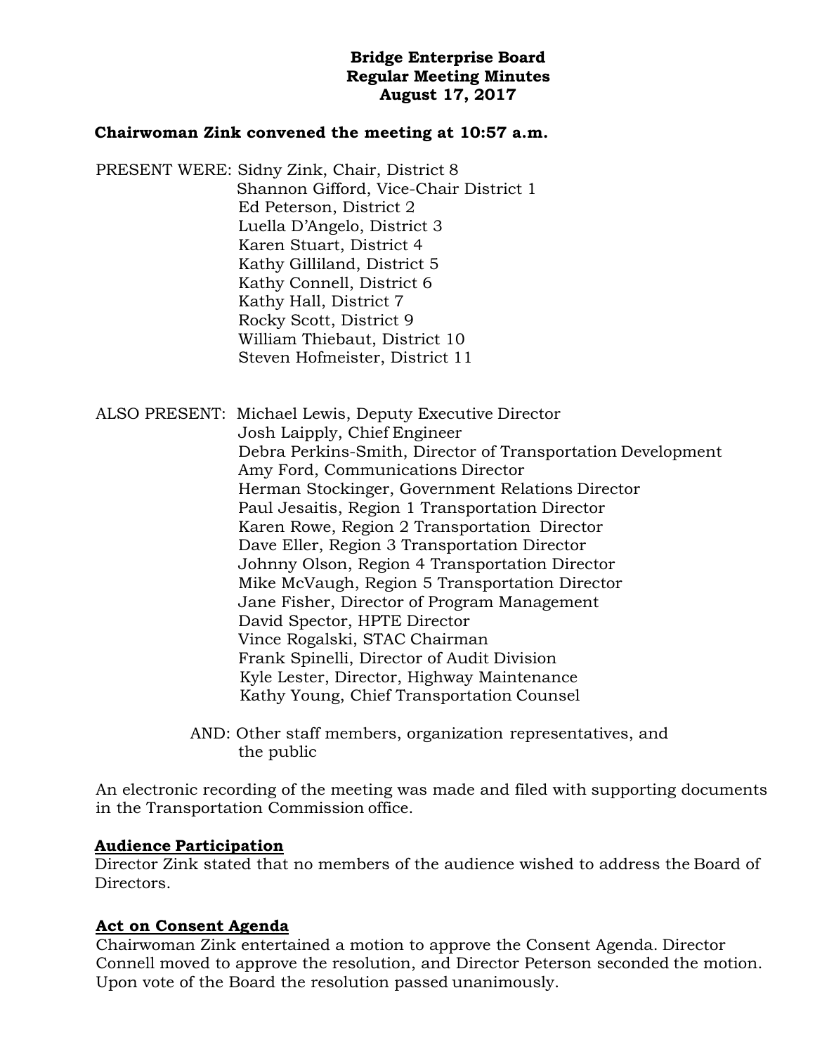# Bridge Enterprise Board
## Regular Meeting Minutes
## August 17, 2017

**Chairwoman Zink convened the meeting at 10:57 a.m.**

PRESENT WERE: Sidny Zink, Chair, District 8
Shannon Gifford, Vice-Chair District 1
Ed Peterson, District 2
Luella D'Angelo, District 3
Karen Stuart, District 4
Kathy Gilliland, District 5
Kathy Connell, District 6
Kathy Hall, District 7
Rocky Scott, District 9
William Thiebaut, District 10
Steven Hofmeister, District 11

ALSO PRESENT: Michael Lewis, Deputy Executive Director
Josh Laipply, Chief Engineer
Debra Perkins-Smith, Director of Transportation Development
Amy Ford, Communications Director
Herman Stockinger, Government Relations Director
Paul Jesaitis, Region 1 Transportation Director
Karen Rowe, Region 2 Transportation Director
Dave Eller, Region 3 Transportation Director
Johnny Olson, Region 4 Transportation Director
Mike McVaugh, Region 5 Transportation Director
Jane Fisher, Director of Program Management
David Spector, HPTE Director
Vince Rogalski, STAC Chairman
Frank Spinelli, Director of Audit Division
Kyle Lester, Director, Highway Maintenance
Kathy Young, Chief Transportation Counsel

AND: Other staff members, organization representatives, and the public

An electronic recording of the meeting was made and filed with supporting documents in the Transportation Commission office.

**Audience Participation**

Director Zink stated that no members of the audience wished to address the Board of Directors.

**Act on Consent Agenda**

Chairwoman Zink entertained a motion to approve the Consent Agenda. Director Connell moved to approve the resolution, and Director Peterson seconded the motion. Upon vote of the Board the resolution passed unanimously.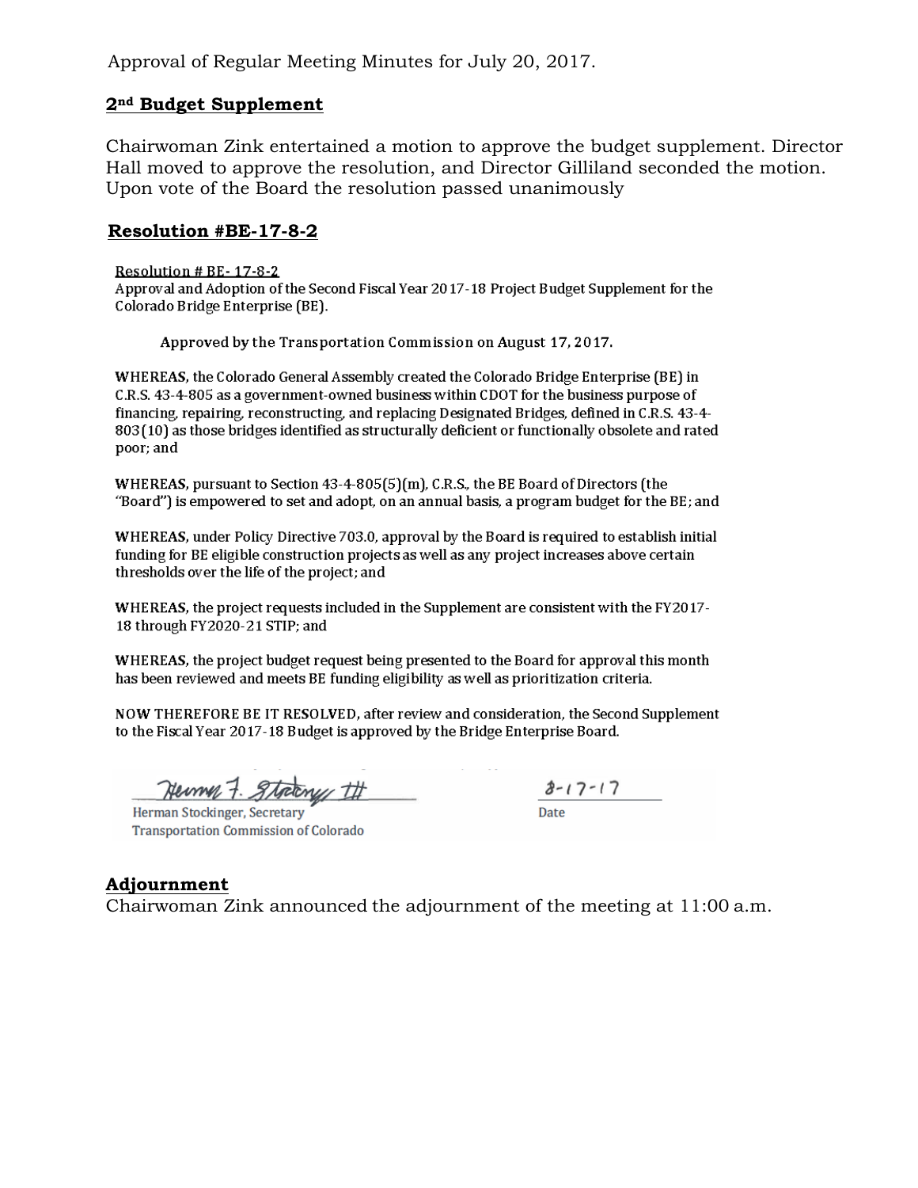Approval of Regular Meeting Minutes for July 20, 2017.

## 2nd Budget Supplement

Chairwoman Zink entertained a motion to approve the budget supplement. Director Hall moved to approve the resolution, and Director Gilliland seconded the motion. Upon vote of the Board the resolution passed unanimously

## Resolution #BE-17-8-2

Resolution # BE- 17-8-2
Approval and Adoption of the Second Fiscal Year 2017-18 Project Budget Supplement for the Colorado Bridge Enterprise (BE).

Approved by the Transportation Commission on August 17, 2017.

WHEREAS, the Colorado General Assembly created the Colorado Bridge Enterprise (BE) in C.R.S. 43-4-805 as a government-owned business within CDOT for the business purpose of financing, repairing, reconstructing, and replacing Designated Bridges, defined in C.R.S. 43-4-803(10) as those bridges identified as structurally deficient or functionally obsolete and rated poor; and

WHEREAS, pursuant to Section 43-4-805(5)(m), C.R.S., the BE Board of Directors (the "Board") is empowered to set and adopt, on an annual basis, a program budget for the BE; and

WHEREAS, under Policy Directive 703.0, approval by the Board is required to establish initial funding for BE eligible construction projects as well as any project increases above certain thresholds over the life of the project; and

WHEREAS, the project requests included in the Supplement are consistent with the FY2017-18 through FY2020-21 STIP; and

WHEREAS, the project budget request being presented to the Board for approval this month has been reviewed and meets BE funding eligibility as well as prioritization criteria.

NOW THEREFORE BE IT RESOLVED, after review and consideration, the Second Supplement to the Fiscal Year 2017-18 Budget is approved by the Bridge Enterprise Board.

Herman F. Stockinger III
Herman Stockinger, Secretary
Transportation Commission of Colorado

8-17-17
Date

## Adjournment

Chairwoman Zink announced the adjournment of the meeting at 11:00 a.m.